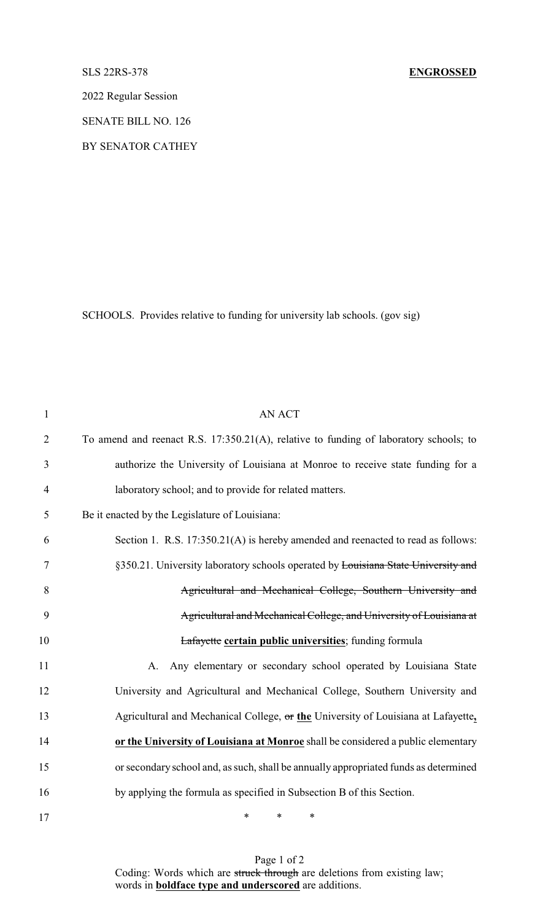SLS 22RS-378 **ENGROSSED**

2022 Regular Session

SENATE BILL NO. 126

BY SENATOR CATHEY

SCHOOLS. Provides relative to funding for university lab schools. (gov sig)

AN ACT

To amend and reenact R.S. 17:350.21(A), relative to funding of laboratory schools; to authorize the University of Louisiana at Monroe to receive state funding for a laboratory school; and to provide for related matters.

Be it enacted by the Legislature of Louisiana:

Section 1. R.S. 17:350.21(A) is hereby amended and reenacted to read as follows:

§350.21. University laboratory schools operated by ~~Louisiana State University and Agricultural and Mechanical College, Southern University and Agricultural and Mechanical College, and University of Louisiana at Lafayette~~ **certain public universities**; funding formula

A. Any elementary or secondary school operated by Louisiana State University and Agricultural and Mechanical College, Southern University and Agricultural and Mechanical College, ~~or~~ **the** University of Louisiana at Lafayette**, or the University of Louisiana at Monroe** shall be considered a public elementary or secondary school and, as such, shall be annually appropriated funds as determined by applying the formula as specified in Subsection B of this Section.

\* \* \*

Coding: Words which are ~~struck through~~ are deletions from existing law; words in **boldface type and underscored** are additions.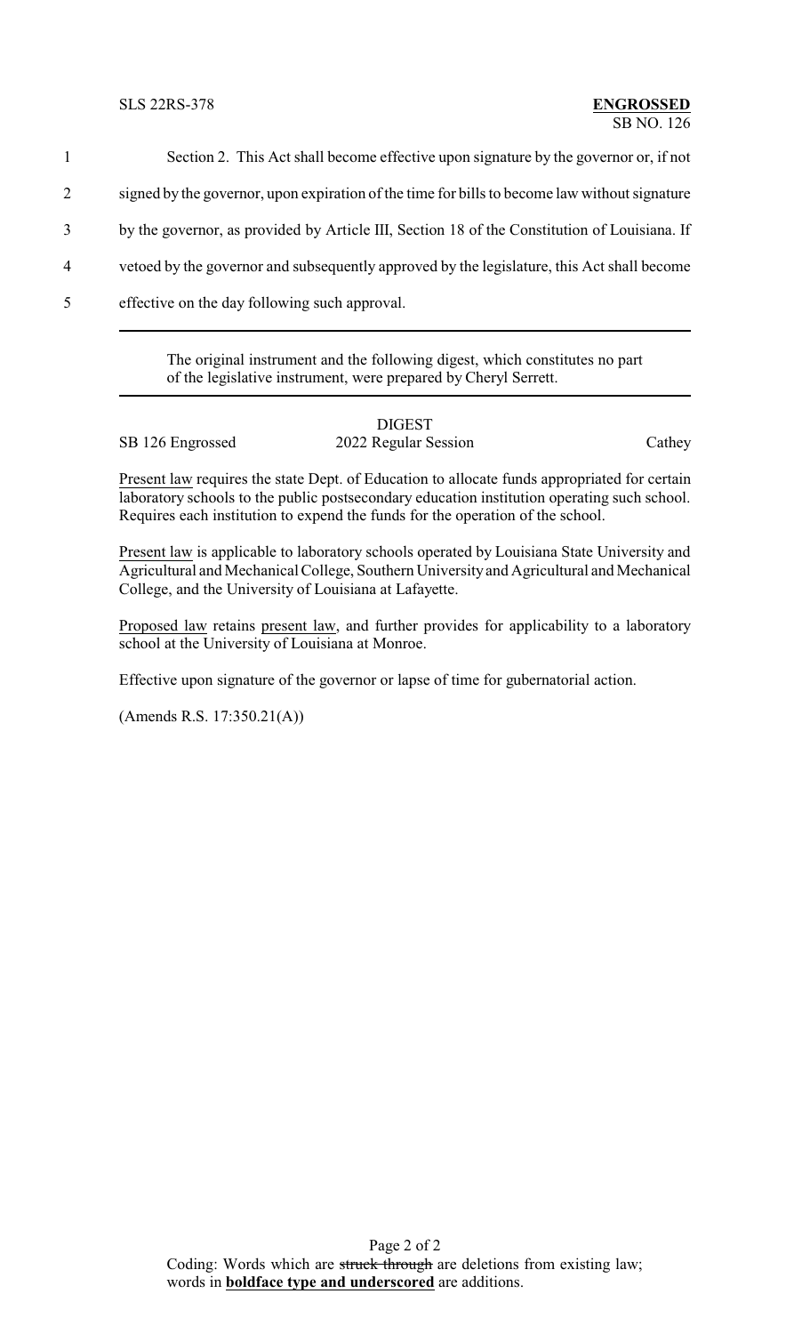Section 2. This Act shall become effective upon signature by the governor or, if not signed by the governor, upon expiration of the time for bills to become law without signature by the governor, as provided by Article III, Section 18 of the Constitution of Louisiana. If vetoed by the governor and subsequently approved by the legislature, this Act shall become effective on the day following such approval.

---

The original instrument and the following digest, which constitutes no part of the legislative instrument, were prepared by Cheryl Serrett.

---

DIGEST

SB 126 Engrossed — 2022 Regular Session — Cathey

Present law requires the state Dept. of Education to allocate funds appropriated for certain laboratory schools to the public postsecondary education institution operating such school. Requires each institution to expend the funds for the operation of the school.

Present law is applicable to laboratory schools operated by Louisiana State University and Agricultural and Mechanical College, Southern University and Agricultural and Mechanical College, and the University of Louisiana at Lafayette.

Proposed law retains present law, and further provides for applicability to a laboratory school at the University of Louisiana at Monroe.

Effective upon signature of the governor or lapse of time for gubernatorial action.

(Amends R.S. 17:350.21(A))

Coding: Words which are ~~struck through~~ are deletions from existing law; words in **boldface type and underscored** are additions.